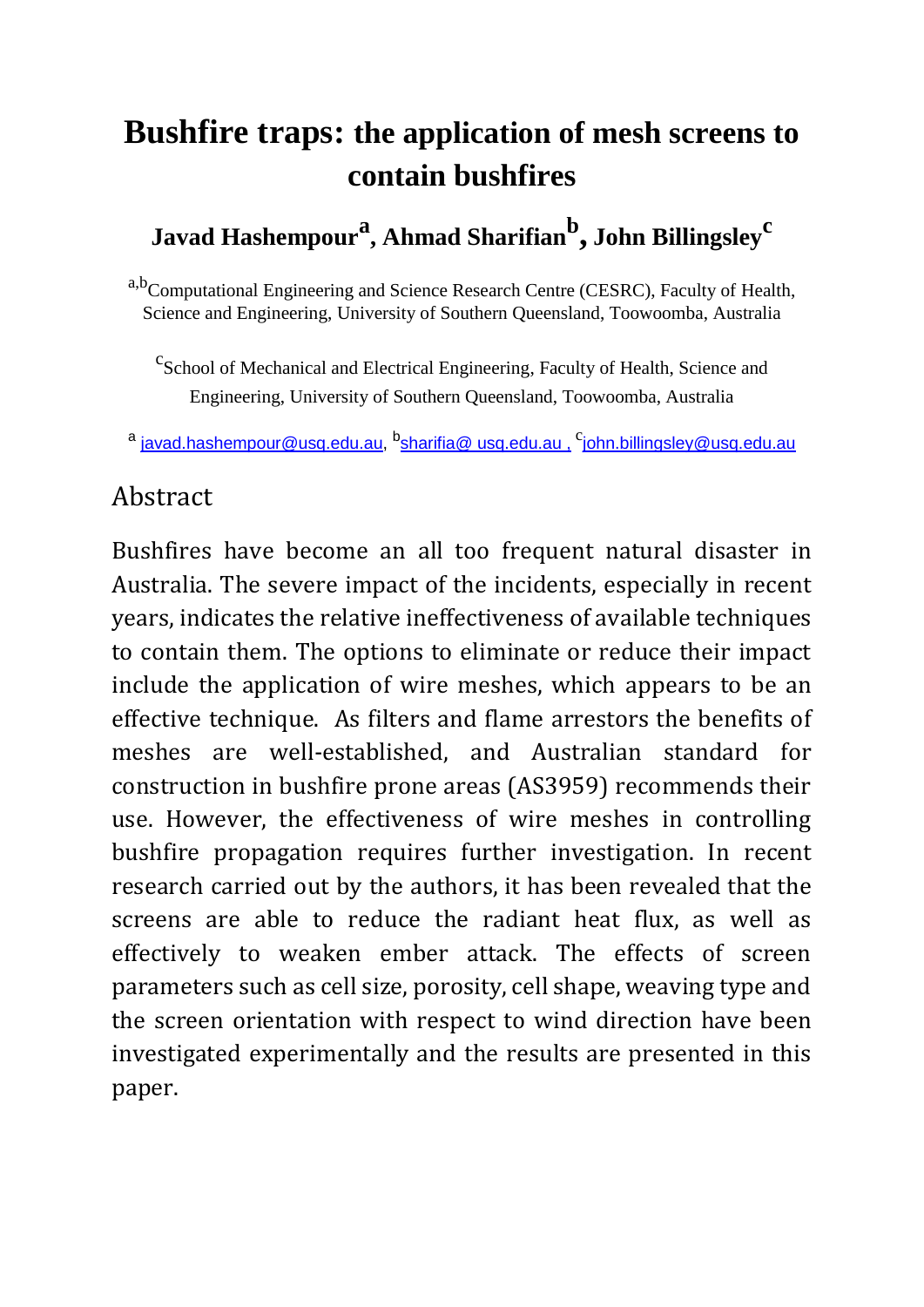# Bushfire traps: the application of mesh screens to contain bushfires

**Javad Hashempour[a], Ahmad Sharifian[b], John Billingsley[c]**

[a,b]Computational Engineering and Science Research Centre (CESRC), Faculty of Health, Science and Engineering, University of Southern Queensland, Toowoomba, Australia

[c]School of Mechanical and Electrical Engineering, Faculty of Health, Science and Engineering, University of Southern Queensland, Toowoomba, Australia

[a] javad.hashempour@usq.edu.au, [b]sharifia@ usq.edu.au , [c]john.billingsley@usq.edu.au

## Abstract

Bushfires have become an all too frequent natural disaster in Australia. The severe impact of the incidents, especially in recent years, indicates the relative ineffectiveness of available techniques to contain them. The options to eliminate or reduce their impact include the application of wire meshes, which appears to be an effective technique. As filters and flame arrestors the benefits of meshes are well-established, and Australian standard for construction in bushfire prone areas (AS3959) recommends their use. However, the effectiveness of wire meshes in controlling bushfire propagation requires further investigation. In recent research carried out by the authors, it has been revealed that the screens are able to reduce the radiant heat flux, as well as effectively to weaken ember attack. The effects of screen parameters such as cell size, porosity, cell shape, weaving type and the screen orientation with respect to wind direction have been investigated experimentally and the results are presented in this paper.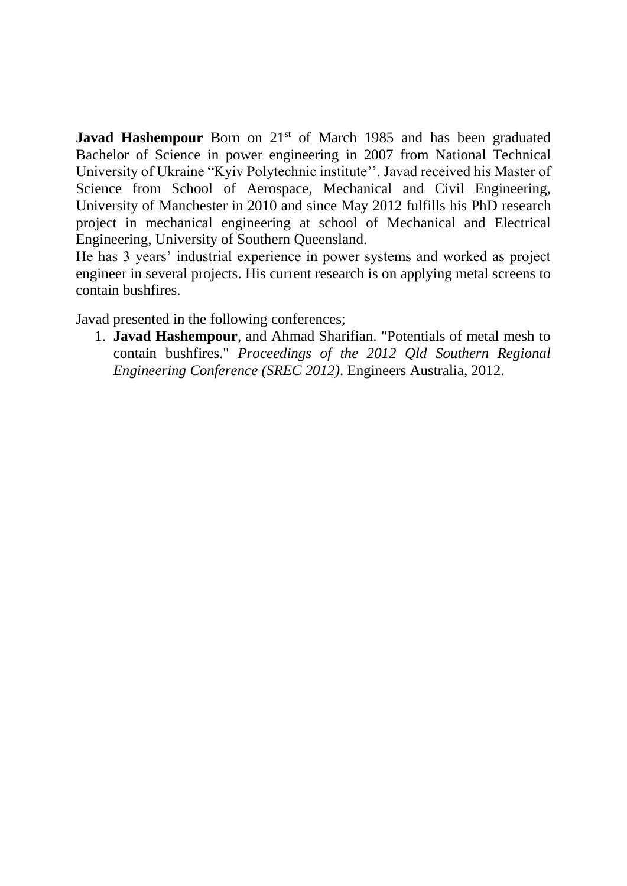**Javad Hashempour** Born on 21st of March 1985 and has been graduated Bachelor of Science in power engineering in 2007 from National Technical University of Ukraine "Kyiv Polytechnic institute''. Javad received his Master of Science from School of Aerospace, Mechanical and Civil Engineering, University of Manchester in 2010 and since May 2012 fulfills his PhD research project in mechanical engineering at school of Mechanical and Electrical Engineering, University of Southern Queensland.

He has 3 years' industrial experience in power systems and worked as project engineer in several projects. His current research is on applying metal screens to contain bushfires.

Javad presented in the following conferences;

1. **Javad Hashempour**, and Ahmad Sharifian. "Potentials of metal mesh to contain bushfires." *Proceedings of the 2012 Qld Southern Regional Engineering Conference (SREC 2012)*. Engineers Australia, 2012.